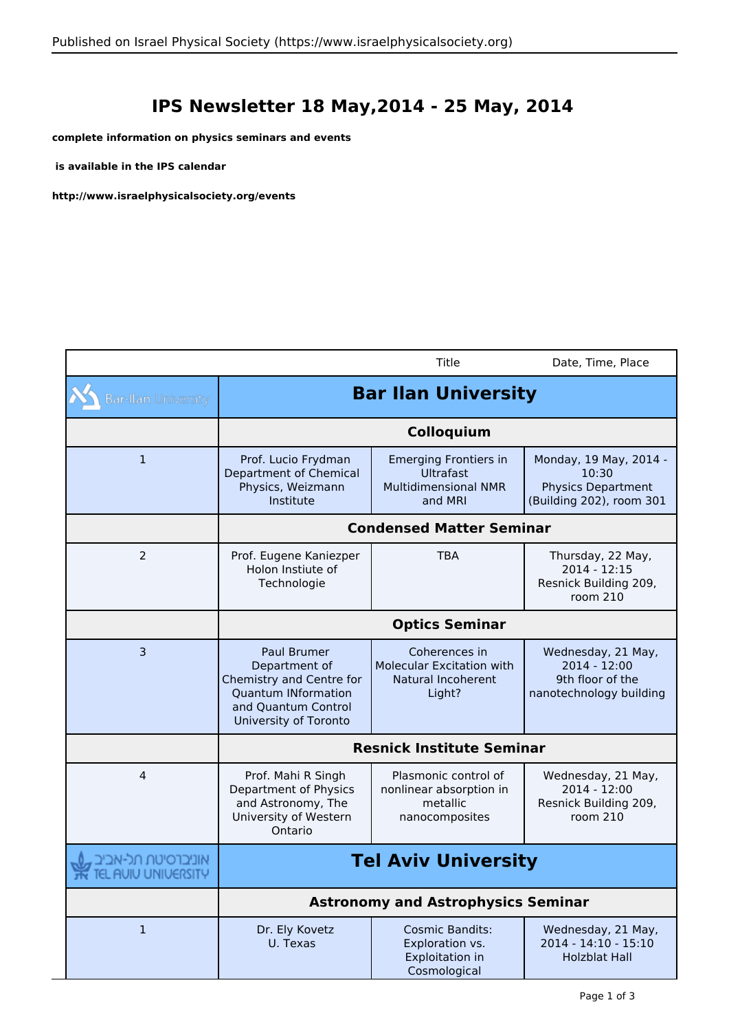# IPS Newsletter 18 May,2014 - 25 May, 2014

**complete information on physics seminars and events**

**is available in the IPS calendar**

**http://www.israelphysicalsociety.org/events**

| | | Title | Date, Time, Place |
|---|---|---|---|
| Bar-Ilan University | **Bar Ilan University** | | |
| | **Colloquium** | | |
| 1 | Prof. Lucio Frydman Department of Chemical Physics, Weizmann Institute | Emerging Frontiers in Ultrafast Multidimensional NMR and MRI | Monday, 19 May, 2014 - 10:30 Physics Department (Building 202), room 301 |
| | **Condensed Matter Seminar** | | |
| 2 | Prof. Eugene Kaniezper Holon Instiute of Technologie | TBA | Thursday, 22 May, 2014 - 12:15 Resnick Building 209, room 210 |
| | **Optics Seminar** | | |
| 3 | Paul Brumer Department of Chemistry and Centre for Quantum INformation and Quantum Control University of Toronto | Coherences in Molecular Excitation with Natural Incoherent Light? | Wednesday, 21 May, 2014 - 12:00 9th floor of the nanotechnology building |
| | **Resnick Institute Seminar** | | |
| 4 | Prof. Mahi R Singh Department of Physics and Astronomy, The University of Western Ontario | Plasmonic control of nonlinear absorption in metallic nanocomposites | Wednesday, 21 May, 2014 - 12:00 Resnick Building 209, room 210 |
| אוניברסיטת תל-אביב TEL AVIV UNIVERSITY | **Tel Aviv University** | | |
| | **Astronomy and Astrophysics Seminar** | | |
| 1 | Dr. Ely Kovetz U. Texas | Cosmic Bandits: Exploration vs. Exploitation in Cosmological | Wednesday, 21 May, 2014 - 14:10 - 15:10 Holzblat Hall |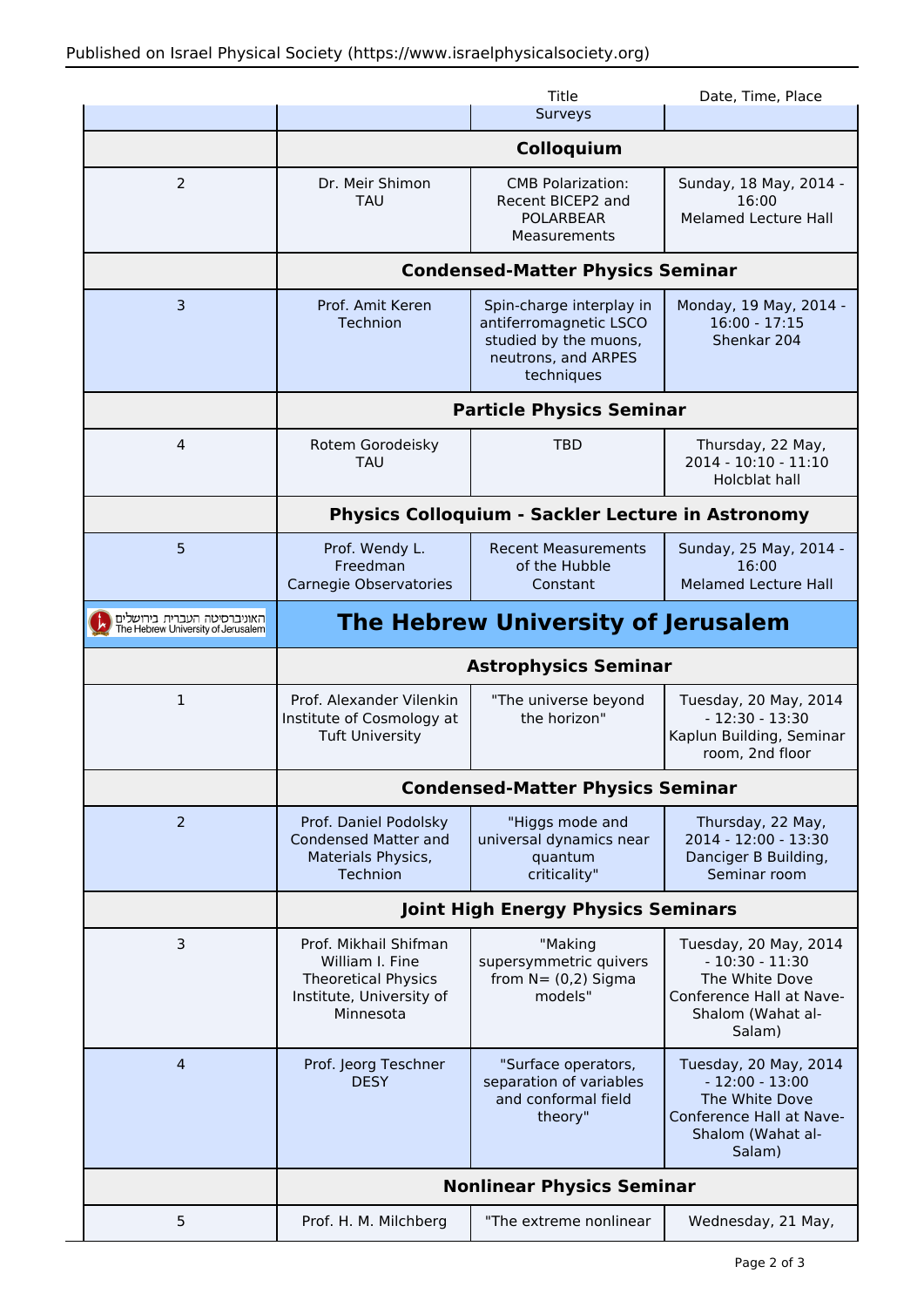|  |  | Title | Date, Time, Place |
|---|---|---|---|
|  |  | Surveys |  |
|  | **Colloquium** |  |  |
| 2 | Dr. Meir Shimon<br>TAU | CMB Polarization: Recent BICEP2 and POLARBEAR Measurements | Sunday, 18 May, 2014 - 16:00<br>Melamed Lecture Hall |
|  | **Condensed-Matter Physics Seminar** |  |  |
| 3 | Prof. Amit Keren<br>Technion | Spin-charge interplay in antiferromagnetic LSCO studied by the muons, neutrons, and ARPES techniques | Monday, 19 May, 2014 - 16:00 - 17:15<br>Shenkar 204 |
|  | **Particle Physics Seminar** |  |  |
| 4 | Rotem Gorodeisky<br>TAU | TBD | Thursday, 22 May, 2014 - 10:10 - 11:10<br>Holcblat hall |
|  | **Physics Colloquium - Sackler Lecture in Astronomy** |  |  |
| 5 | Prof. Wendy L. Freedman<br>Carnegie Observatories | Recent Measurements of the Hubble Constant | Sunday, 25 May, 2014 - 16:00<br>Melamed Lecture Hall |
| האוניברסיטה העברית בירושלים The Hebrew University of Jerusalem | **The Hebrew University of Jerusalem** |  |  |
|  | **Astrophysics Seminar** |  |  |
| 1 | Prof. Alexander Vilenkin<br>Institute of Cosmology at Tuft University | "The universe beyond the horizon" | Tuesday, 20 May, 2014 - 12:30 - 13:30<br>Kaplun Building, Seminar room, 2nd floor |
|  | **Condensed-Matter Physics Seminar** |  |  |
| 2 | Prof. Daniel Podolsky<br>Condensed Matter and Materials Physics, Technion | "Higgs mode and universal dynamics near quantum criticality" | Thursday, 22 May, 2014 - 12:00 - 13:30<br>Danciger B Building, Seminar room |
|  | **Joint High Energy Physics Seminars** |  |  |
| 3 | Prof. Mikhail Shifman<br>William I. Fine Theoretical Physics Institute, University of Minnesota | "Making supersymmetric quivers from N= (0,2) Sigma models" | Tuesday, 20 May, 2014 - 10:30 - 11:30<br>The White Dove Conference Hall at Nave-Shalom (Wahat al-Salam) |
| 4 | Prof. Jeorg Teschner<br>DESY | "Surface operators, separation of variables and conformal field theory" | Tuesday, 20 May, 2014 - 12:00 - 13:00<br>The White Dove Conference Hall at Nave-Shalom (Wahat al-Salam) |
|  | **Nonlinear Physics Seminar** |  |  |
| 5 | Prof. H. M. Milchberg | "The extreme nonlinear | Wednesday, 21 May, |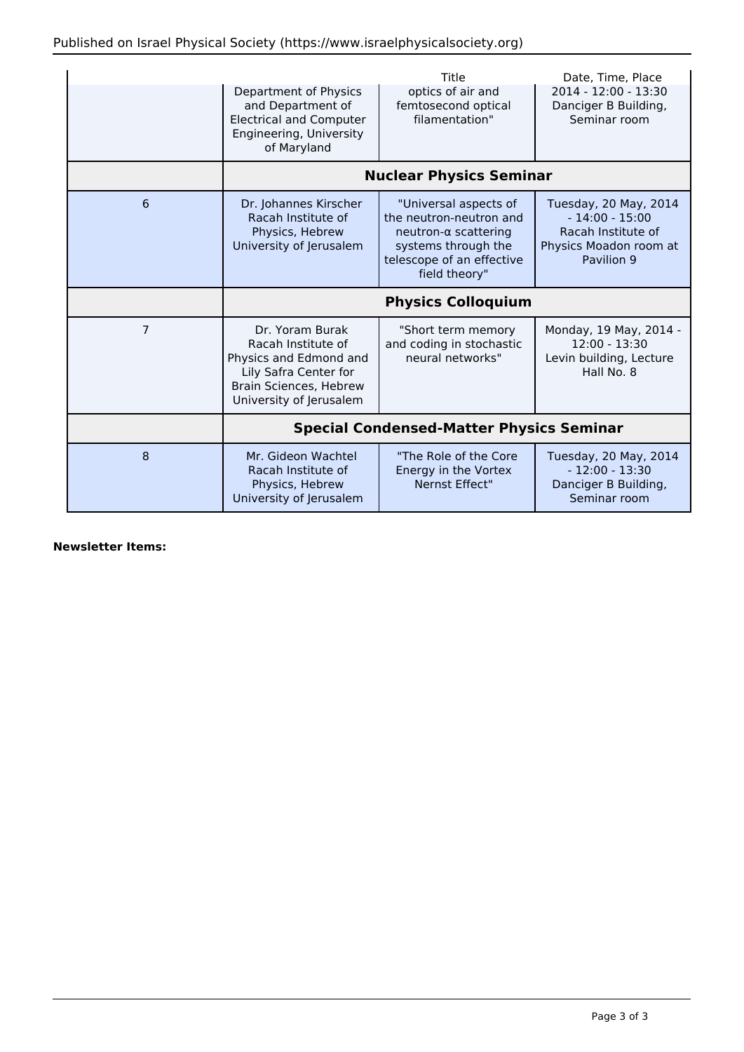| | | Title | Date, Time, Place |
|---|---|---|---|
| | Department of Physics and Department of Electrical and Computer Engineering, University of Maryland | optics of air and femtosecond optical filamentation" | 2014 - 12:00 - 13:30 Danciger B Building, Seminar room |
| | **Nuclear Physics Seminar** | | |
| 6 | Dr. Johannes Kirscher Racah Institute of Physics, Hebrew University of Jerusalem | "Universal aspects of the neutron-neutron and neutron-α scattering systems through the telescope of an effective field theory" | Tuesday, 20 May, 2014 - 14:00 - 15:00 Racah Institute of Physics Moadon room at Pavilion 9 |
| | **Physics Colloquium** | | |
| 7 | Dr. Yoram Burak Racah Institute of Physics and Edmond and Lily Safra Center for Brain Sciences, Hebrew University of Jerusalem | "Short term memory and coding in stochastic neural networks" | Monday, 19 May, 2014 - 12:00 - 13:30 Levin building, Lecture Hall No. 8 |
| | **Special Condensed-Matter Physics Seminar** | | |
| 8 | Mr. Gideon Wachtel Racah Institute of Physics, Hebrew University of Jerusalem | "The Role of the Core Energy in the Vortex Nernst Effect" | Tuesday, 20 May, 2014 - 12:00 - 13:30 Danciger B Building, Seminar room |

**Newsletter Items:**